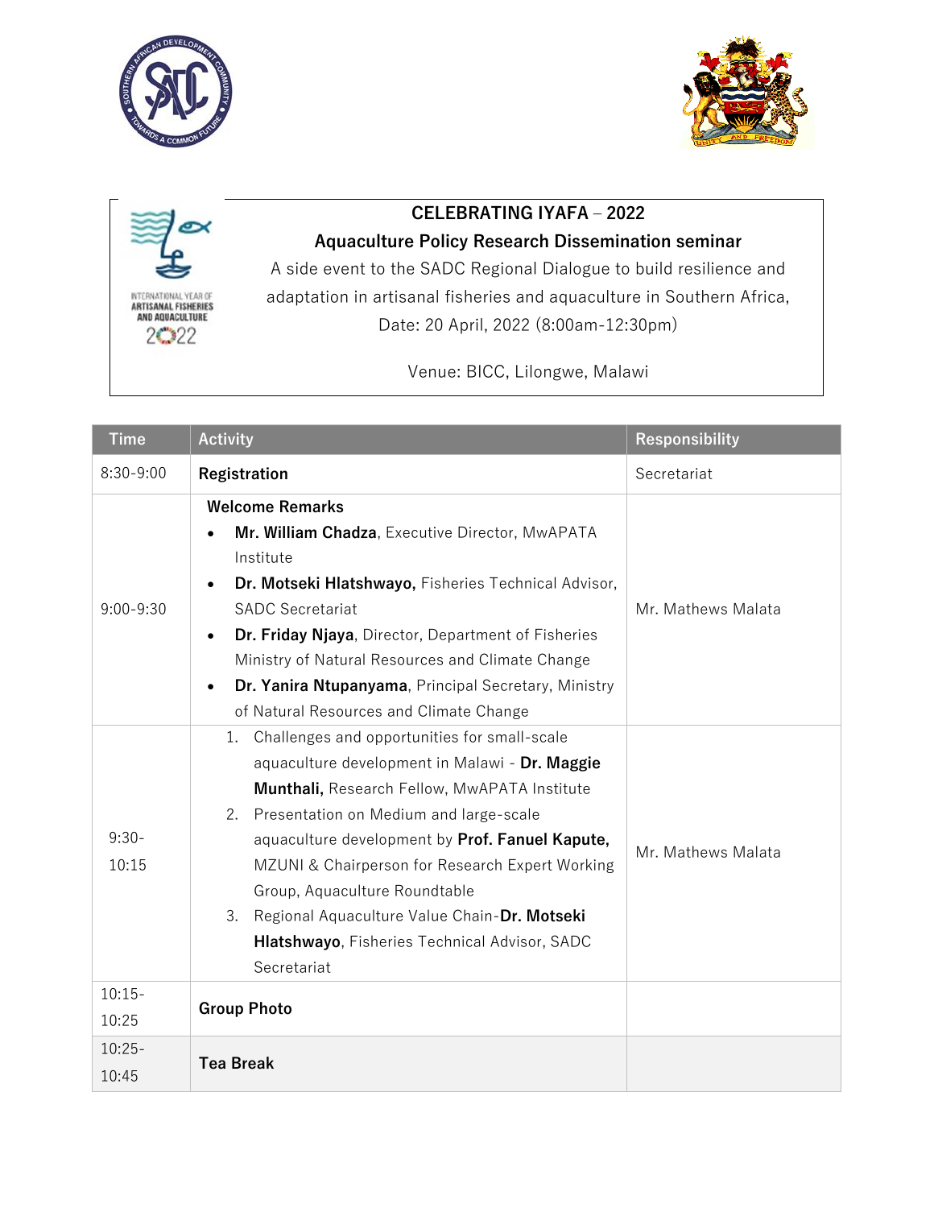INTERNATIONAL YEAR OF ARTISANAL FISHERIES AND AQUACULTURE 2022

## CELEBRATING IYAFA – 2022

### Aquaculture Policy Research Dissemination seminar

A side event to the SADC Regional Dialogue to build resilience and adaptation in artisanal fisheries and aquaculture in Southern Africa,

Date: 20 April, 2022 (8:00am-12:30pm)

Venue: BICC, Lilongwe, Malawi

| Time | Activity | Responsibility |
| --- | --- | --- |
| 8:30-9:00 | **Registration** | Secretariat |
| 9:00-9:30 | **Welcome Remarks**<br>• **Mr. William Chadza**, Executive Director, MwAPATA Institute<br>• **Dr. Motseki Hlatshwayo,** Fisheries Technical Advisor, SADC Secretariat<br>• **Dr. Friday Njaya**, Director, Department of Fisheries Ministry of Natural Resources and Climate Change<br>• **Dr. Yanira Ntupanyama**, Principal Secretary, Ministry of Natural Resources and Climate Change | Mr. Mathews Malata |
| 9:30-10:15 | 1. Challenges and opportunities for small-scale aquaculture development in Malawi - **Dr. Maggie Munthali,** Research Fellow, MwAPATA Institute<br>2. Presentation on Medium and large-scale aquaculture development by **Prof. Fanuel Kapute,** MZUNI & Chairperson for Research Expert Working Group, Aquaculture Roundtable<br>3. Regional Aquaculture Value Chain-**Dr. Motseki Hlatshwayo**, Fisheries Technical Advisor, SADC Secretariat | Mr. Mathews Malata |
| 10:15-10:25 | **Group Photo** | |
| 10:25-10:45 | **Tea Break** | |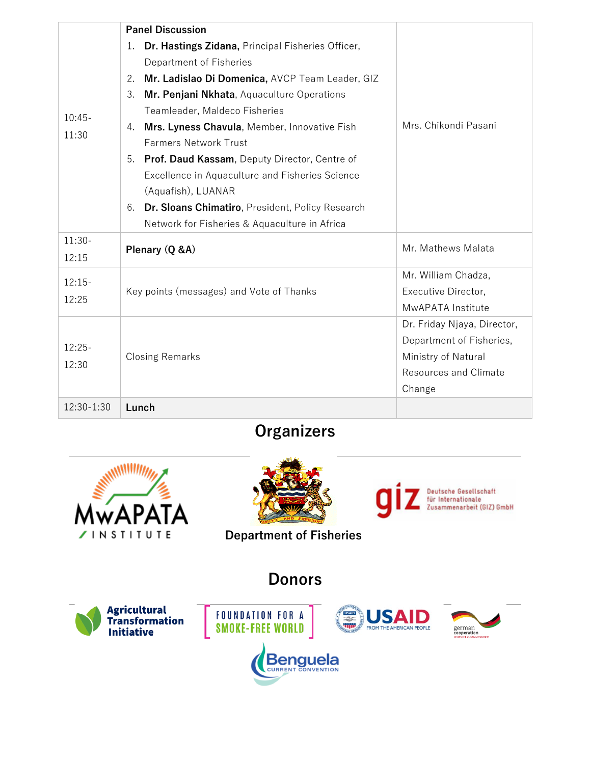| | | |
|---|---|---|
| 10:45-11:30 | **Panel Discussion**<br>1. **Dr. Hastings Zidana,** Principal Fisheries Officer, Department of Fisheries<br>2. **Mr. Ladislao Di Domenica,** AVCP Team Leader, GIZ<br>3. **Mr. Penjani Nkhata**, Aquaculture Operations Teamleader, Maldeco Fisheries<br>4. **Mrs. Lyness Chavula**, Member, Innovative Fish Farmers Network Trust<br>5. **Prof. Daud Kassam**, Deputy Director, Centre of Excellence in Aquaculture and Fisheries Science (Aquafish), LUANAR<br>6. **Dr. Sloans Chimatiro**, President, Policy Research Network for Fisheries & Aquaculture in Africa | Mrs. Chikondi Pasani |
| 11:30-12:15 | **Plenary (Q &A)** | Mr. Mathews Malata |
| 12:15-12:25 | Key points (messages) and Vote of Thanks | Mr. William Chadza, Executive Director, MwAPATA Institute |
| 12:25-12:30 | Closing Remarks | Dr. Friday Njaya, Director, Department of Fisheries, Ministry of Natural Resources and Climate Change |
| 12:30-1:30 | **Lunch** | |

## Organizers

MwAPATA INSTITUTE

**Department of Fisheries**

giz Deutsche Gesellschaft für Internationale Zusammenarbeit (GIZ) GmbH

## Donors

Agricultural Transformation Initiative

FOUNDATION FOR A SMOKE-FREE WORLD

USAID FROM THE AMERICAN PEOPLE

german cooperation

Benguela CURRENT CONVENTION